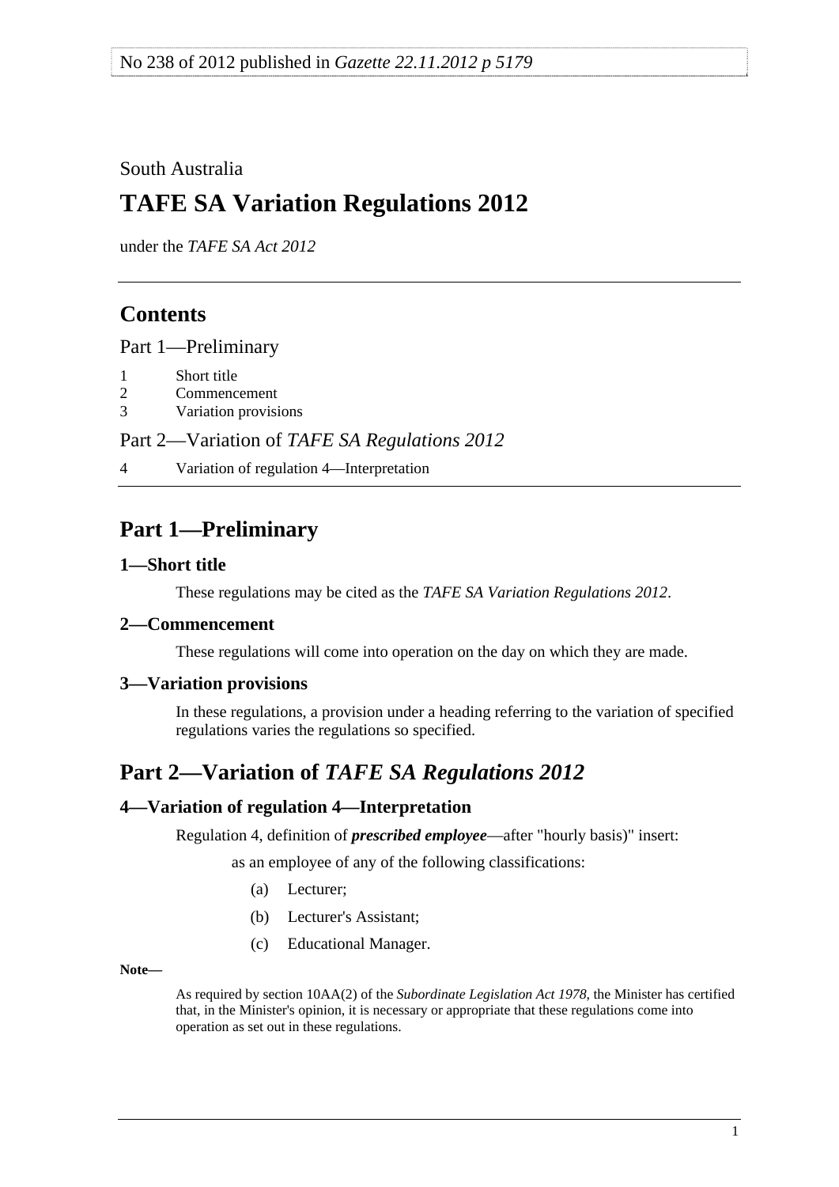No 238 of 2012 published in *Gazette 22.11.2012 p 5179*

South Australia

# TAFE SA Variation Regulations 2012

under the *TAFE SA Act 2012*

## Contents

Part 1—Preliminary

1 Short title
2 Commencement
3 Variation provisions

Part 2—Variation of *TAFE SA Regulations 2012*

4 Variation of regulation 4—Interpretation

## Part 1—Preliminary

### 1—Short title

These regulations may be cited as the *TAFE SA Variation Regulations 2012*.

### 2—Commencement

These regulations will come into operation on the day on which they are made.

### 3—Variation provisions

In these regulations, a provision under a heading referring to the variation of specified regulations varies the regulations so specified.

## Part 2—Variation of *TAFE SA Regulations 2012*

### 4—Variation of regulation 4—Interpretation

Regulation 4, definition of ***prescribed employee***—after "hourly basis)" insert:

as an employee of any of the following classifications:

(a) Lecturer;

(b) Lecturer's Assistant;

(c) Educational Manager.

**Note—**

As required by section 10AA(2) of the *Subordinate Legislation Act 1978*, the Minister has certified that, in the Minister's opinion, it is necessary or appropriate that these regulations come into operation as set out in these regulations.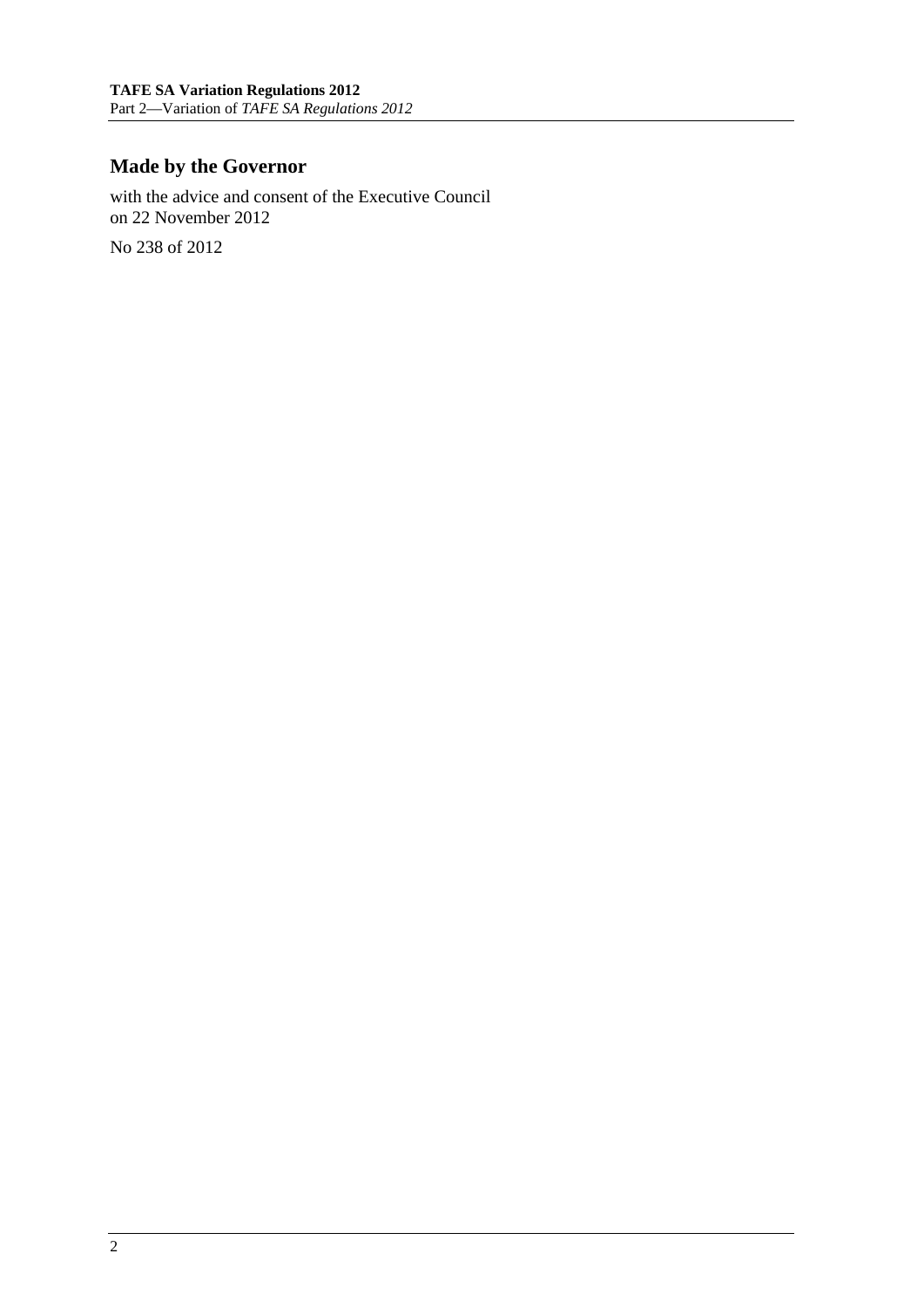## Made by the Governor

with the advice and consent of the Executive Council
on 22 November 2012

No 238 of 2012